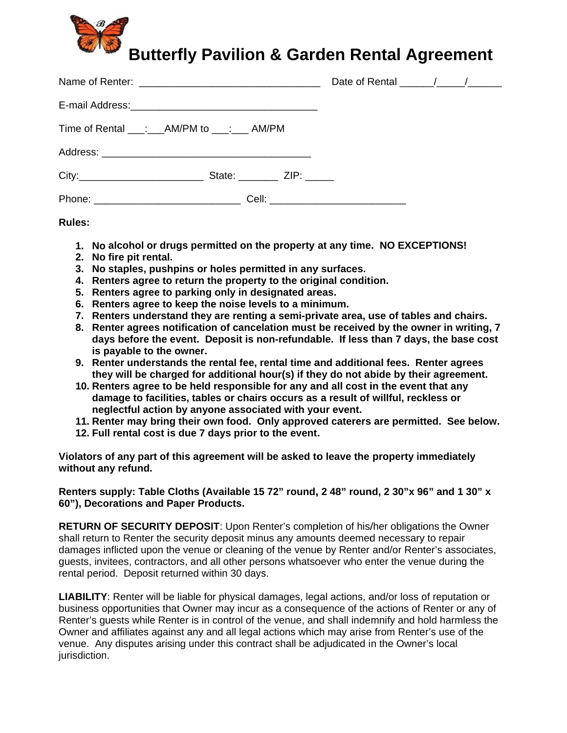# Butterfly Pavilion & Garden Rental Agreement

Name of Renter: _______________________________ Date of Rental ______/_____/______

E-mail Address:_________________________________

Time of Rental ___:___AM/PM to ___:___ AM/PM

Address: _____________________________________

City:_____________________ State: _______ ZIP: _____

Phone: _________________________ Cell: _______________________

**Rules:**

1. **No alcohol or drugs permitted on the property at any time. NO EXCEPTIONS!**
2. **No fire pit rental.**
3. **No staples, pushpins or holes permitted in any surfaces.**
4. **Renters agree to return the property to the original condition.**
5. **Renters agree to parking only in designated areas.**
6. **Renters agree to keep the noise levels to a minimum.**
7. **Renters understand they are renting a semi-private area, use of tables and chairs.**
8. **Renter agrees notification of cancelation must be received by the owner in writing, 7 days before the event. Deposit is non-refundable. If less than 7 days, the base cost is payable to the owner.**
9. **Renter understands the rental fee, rental time and additional fees. Renter agrees they will be charged for additional hour(s) if they do not abide by their agreement.**
10. **Renters agree to be held responsible for any and all cost in the event that any damage to facilities, tables or chairs occurs as a result of willful, reckless or neglectful action by anyone associated with your event.**
11. **Renter may bring their own food. Only approved caterers are permitted. See below.**
12. **Full rental cost is due 7 days prior to the event.**

**Violators of any part of this agreement will be asked to leave the property immediately without any refund.**

**Renters supply: Table Cloths (Available 15 72" round, 2 48" round, 2 30"x 96" and 1 30" x 60"), Decorations and Paper Products.**

**RETURN OF SECURITY DEPOSIT**: Upon Renter's completion of his/her obligations the Owner shall return to Renter the security deposit minus any amounts deemed necessary to repair damages inflicted upon the venue or cleaning of the venue by Renter and/or Renter's associates, guests, invitees, contractors, and all other persons whatsoever who enter the venue during the rental period. Deposit returned within 30 days.

**LIABILITY**: Renter will be liable for physical damages, legal actions, and/or loss of reputation or business opportunities that Owner may incur as a consequence of the actions of Renter or any of Renter's guests while Renter is in control of the venue, and shall indemnify and hold harmless the Owner and affiliates against any and all legal actions which may arise from Renter's use of the venue. Any disputes arising under this contract shall be adjudicated in the Owner's local jurisdiction.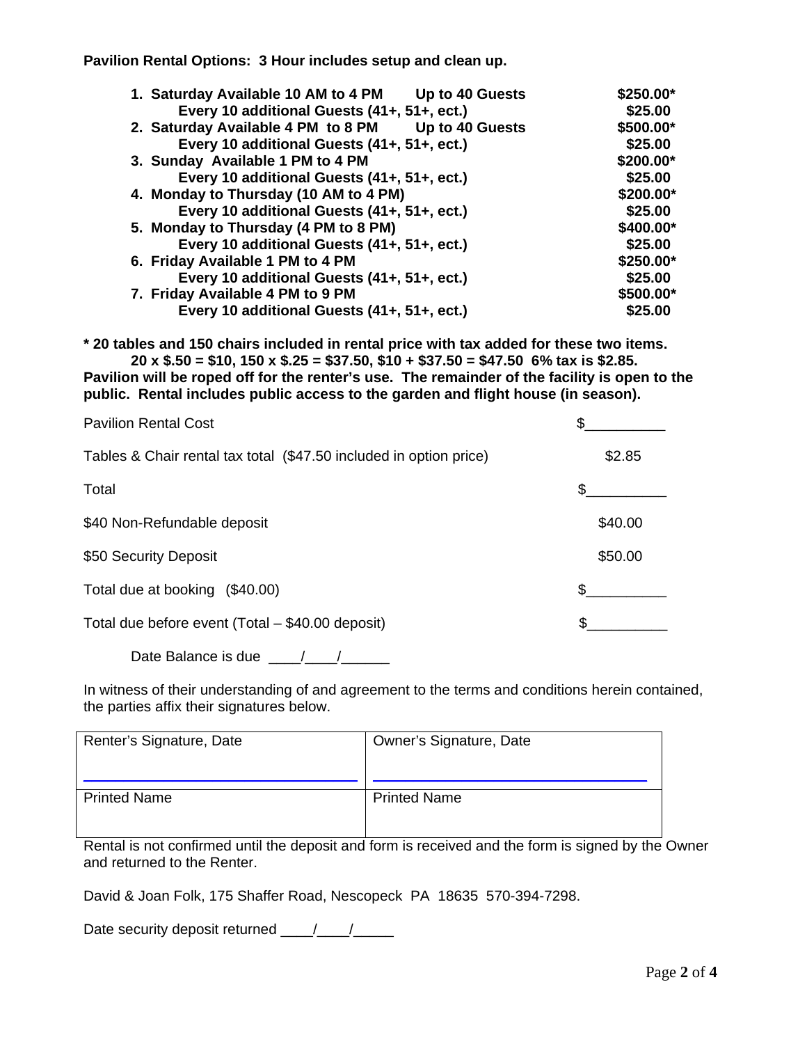**Pavilion Rental Options: 3 Hour includes setup and clean up.**

| Option | Guests | Price |
|---|---|---|
| **1. Saturday Available 10 AM to 4 PM** | **Up to 40 Guests** | **$250.00*** |
| **Every 10 additional Guests (41+, 51+, ect.)** | | **$25.00** |
| **2. Saturday Available 4 PM to 8 PM** | **Up to 40 Guests** | **$500.00*** |
| **Every 10 additional Guests (41+, 51+, ect.)** | | **$25.00** |
| **3. Sunday Available 1 PM to 4 PM** | | **$200.00*** |
| **Every 10 additional Guests (41+, 51+, ect.)** | | **$25.00** |
| **4. Monday to Thursday (10 AM to 4 PM)** | | **$200.00*** |
| **Every 10 additional Guests (41+, 51+, ect.)** | | **$25.00** |
| **5. Monday to Thursday (4 PM to 8 PM)** | | **$400.00*** |
| **Every 10 additional Guests (41+, 51+, ect.)** | | **$25.00** |
| **6. Friday Available 1 PM to 4 PM** | | **$250.00*** |
| **Every 10 additional Guests (41+, 51+, ect.)** | | **$25.00** |
| **7. Friday Available 4 PM to 9 PM** | | **$500.00*** |
| **Every 10 additional Guests (41+, 51+, ect.)** | | **$25.00** |

**\* 20 tables and 150 chairs included in rental price with tax added for these two items.**
**20 x $.50 = $10, 150 x $.25 = $37.50, $10 + $37.50 = $47.50 6% tax is $2.85.**
**Pavilion will be roped off for the renter's use. The remainder of the facility is open to the public. Rental includes public access to the garden and flight house (in season).**

| | |
|---|---|
| Pavilion Rental Cost | $__________ |
| Tables & Chair rental tax total ($47.50 included in option price) | $2.85 |
| Total | $__________ |
| $40 Non-Refundable deposit | $40.00 |
| $50 Security Deposit | $50.00 |
| Total due at booking ($40.00) | $__________ |
| Total due before event (Total – $40.00 deposit) | $__________ |

Date Balance is due ____/____/______

In witness of their understanding of and agreement to the terms and conditions herein contained, the parties affix their signatures below.

| Renter's Signature, Date | Owner's Signature, Date |
|---|---|
| Printed Name | Printed Name |

Rental is not confirmed until the deposit and form is received and the form is signed by the Owner and returned to the Renter.

David & Joan Folk, 175 Shaffer Road, Nescopeck PA 18635 570-394-7298.

Date security deposit returned ____/____/_____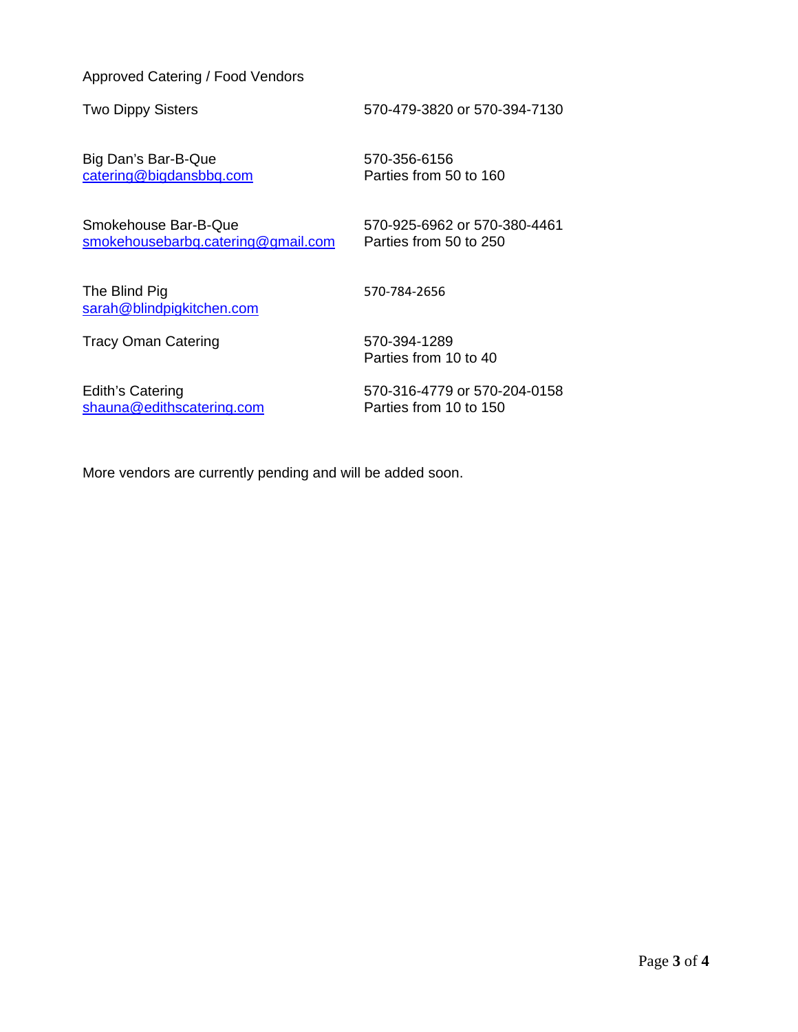Approved Catering / Food Vendors

| Vendor | Contact / Details |
|---|---|
| Two Dippy Sisters | 570-479-3820 or 570-394-7130 |
| Big Dan's Bar-B-Que<br>catering@bigdansbbq.com | 570-356-6156<br>Parties from 50 to 160 |
| Smokehouse Bar-B-Que<br>smokehousebarbq.catering@gmail.com | 570-925-6962 or 570-380-4461<br>Parties from 50 to 250 |
| The Blind Pig<br>sarah@blindpigkitchen.com | 570-784-2656 |
| Tracy Oman Catering | 570-394-1289<br>Parties from 10 to 40 |
| Edith's Catering<br>shauna@edithscatering.com | 570-316-4779 or 570-204-0158<br>Parties from 10 to 150 |

More vendors are currently pending and will be added soon.